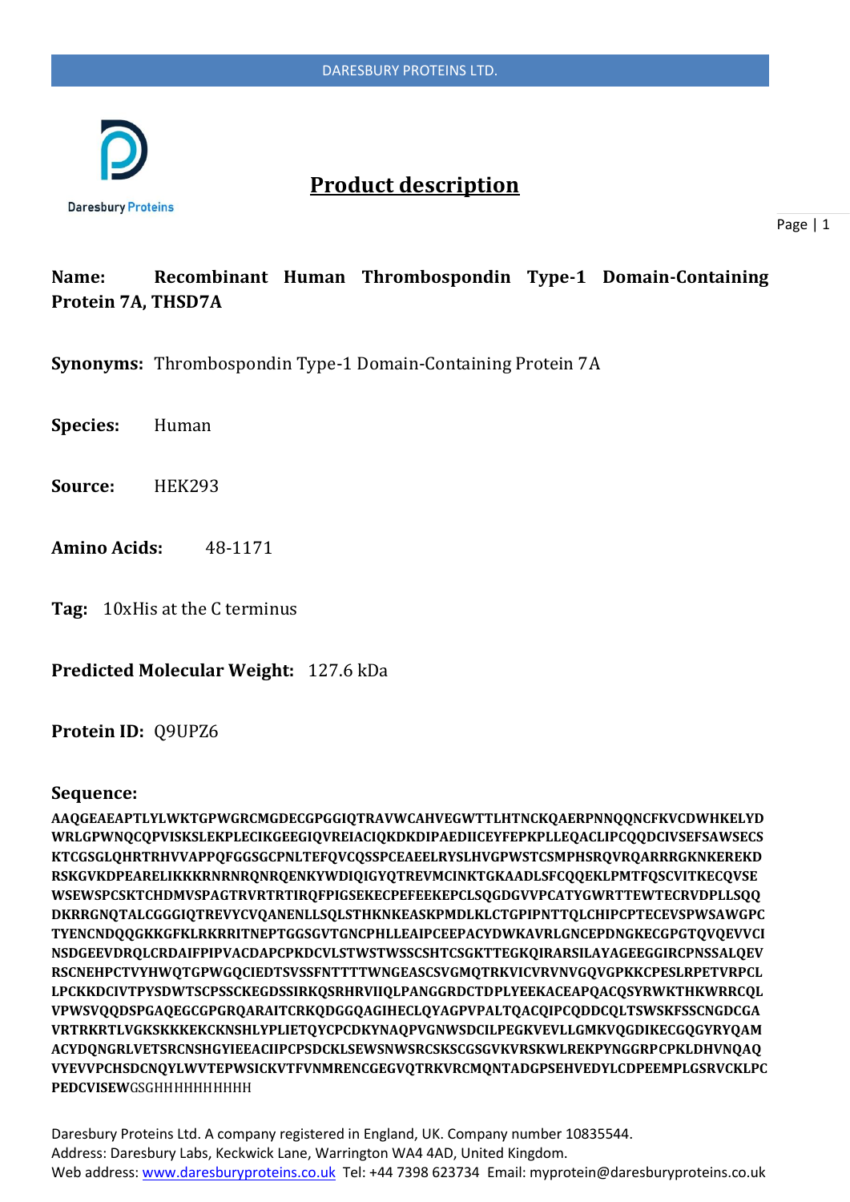# Product description

**Name:** **Recombinant Human Thrombospondin Type-1 Domain-Containing Protein 7A, THSD7A**

**Synonyms:** Thrombospondin Type-1 Domain-Containing Protein 7A

**Species:** Human

**Source:** HEK293

**Amino Acids:** 48-1171

**Tag:** 10xHis at the C terminus

**Predicted Molecular Weight:** 127.6 kDa

**Protein ID:** Q9UPZ6

**Sequence:**

**AAQGEAEAPTLYLWKTGPWGRCMGDECGPGGIQTRAVWCAHVEGWTTLHTNCKQAERPNNQQNCFKVCDWHKELYD WRLGPWNQCQPVISKSLEKPLECIKGEEGIQVREIACIQKDKDIPAEDIICEYFEPKPLLEQACLIPCQQDCIVSEFSAWSECS KTCGSGLQHRTRHVVAPPQFGGSGCPNLTEFQVCQSSPCEAEELRYSLHVGPWSTCSMPHSRQVRQARRRGKNKEREKD RSKGVKDPEARELIKKKRNRNRQNRQENKYWDIQIGYQTREVMCINKTGKAADLSFCQQEKLPMTFQSCVITKECQVSE WSEWSPCSKTCHDMVSPAGTRVRTRTIRQFPIGSEKECPEFEEKEPCLSQGDGVVPCATYGWRTTEWTECRVDPLLSQQ DKRRGNQTALCGGGIQTREVYCVQANENLLSQLSTHKNKEASKPMDLKLCTGPIPNTTQLCHIPCPTECEVSPWSAWGPC TYENCNDQQGKKGFKLRKRRITNEPTGGSGVTGNCPHLLEAIPCEEPACYDWKAVRLGNCEPDNGKECGPGTQVQEVVCI NSDGEEVDRQLCRDAIFPIPVACDAPCPKDCVLSTWSTWSSCSHTCSGKTTEGKQIRARSILAYAGEEGGIRCPNSSALQEV RSCNEHPCTVYHWQTGPWGQCIEDTSVSSFNTTTTWNGEASCSVGMQTRKVICVRVNVGQVGPKKCPESLRPETVRPCL LPCKKDCIVTPYSDWTSCPSSCKEGDSSIRKQSRHRVIIQLPANGGRDCTDPLYEEKACEAPQACQSYRWKTHKWRRCQL VPWSVQQDSPGAQEGCGPGRQARAITCRKQDGGQAGIHECLQYAGPVPALTQACQIPCQDDCQLTSWSKFSSCNGDCGA VRTRKRTLVGKSKKKEKCKNSHLYPLIETQYCPCDKYNAQPVGNWSDCILPEGKVEVLLGMKVQGDIKECGQGYRYQAM ACYDQNGRLVETSRCNSHGYIEEACIIPCPSDCKLSEWSNWSRCSKSCGSGVKVRSKWLREKPYNGGRPCPKLDHVNQAQ VYEVVPCHSDCNQYLWVTEPWSICKVTFVNMRENCGEGVQTRKVRCMQNTADGPSEHVEDYLCDPEEMPLGSRVCKLPC PEDCVISEW**GSGHHHHHHHHHH

Daresbury Proteins Ltd. A company registered in England, UK. Company number 10835544.
Address: Daresbury Labs, Keckwick Lane, Warrington WA4 4AD, United Kingdom.
Web address: www.daresburyproteins.co.uk Tel: +44 7398 623734 Email: myprotein@daresburyproteins.co.uk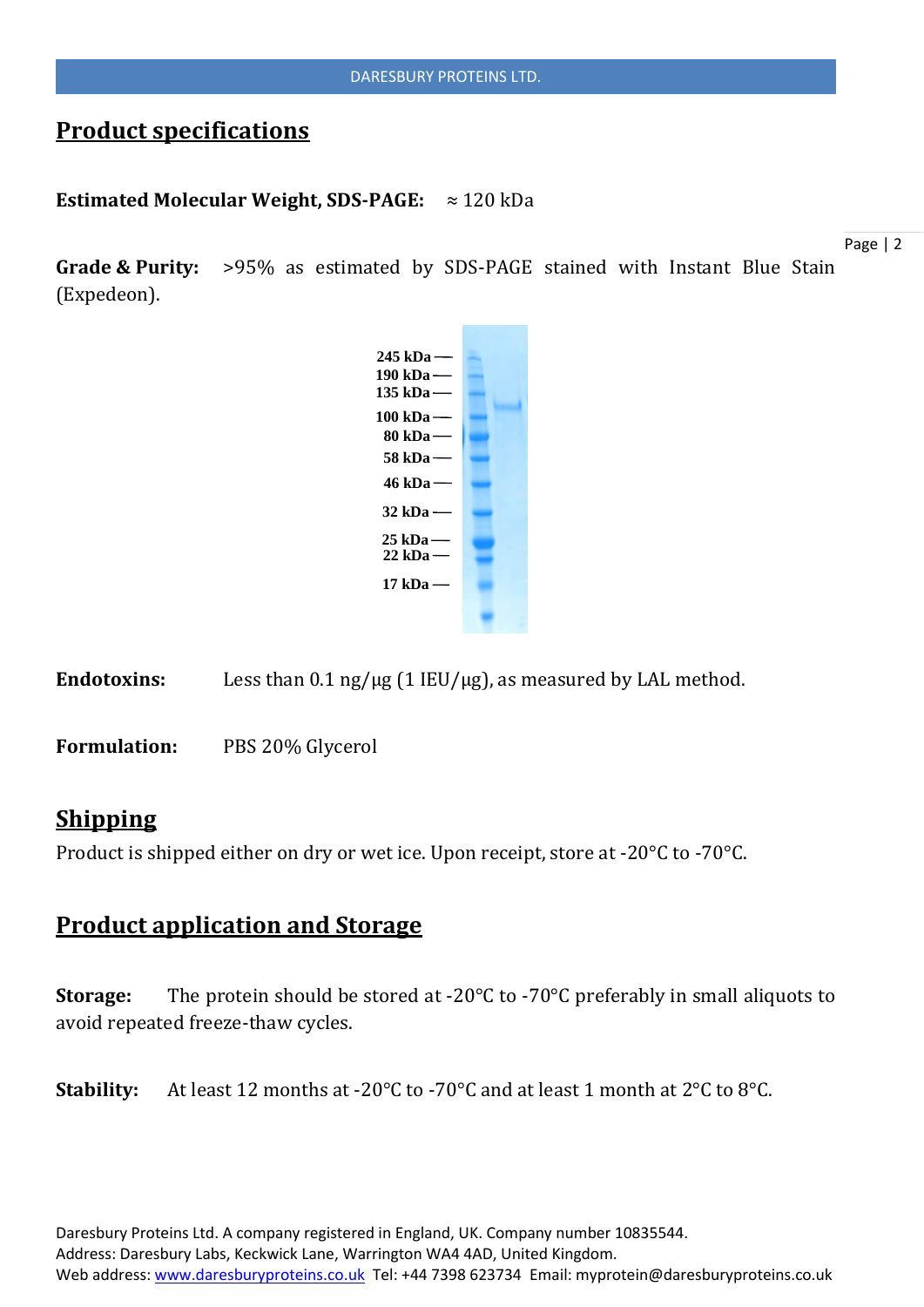## Product specifications

**Estimated Molecular Weight, SDS-PAGE:** ≈ 120 kDa

**Grade & Purity:** >95% as estimated by SDS-PAGE stained with Instant Blue Stain (Expedeon).

**Endotoxins:** Less than 0.1 ng/µg (1 IEU/µg), as measured by LAL method.

**Formulation:** PBS 20% Glycerol

## Shipping

Product is shipped either on dry or wet ice. Upon receipt, store at -20°C to -70°C.

## Product application and Storage

**Storage:** The protein should be stored at -20°C to -70°C preferably in small aliquots to avoid repeated freeze-thaw cycles.

**Stability:** At least 12 months at -20°C to -70°C and at least 1 month at 2°C to 8°C.

Daresbury Proteins Ltd. A company registered in England, UK. Company number 10835544.
Address: Daresbury Labs, Keckwick Lane, Warrington WA4 4AD, United Kingdom.
Web address: www.daresburyproteins.co.uk Tel: +44 7398 623734 Email: myprotein@daresburyproteins.co.uk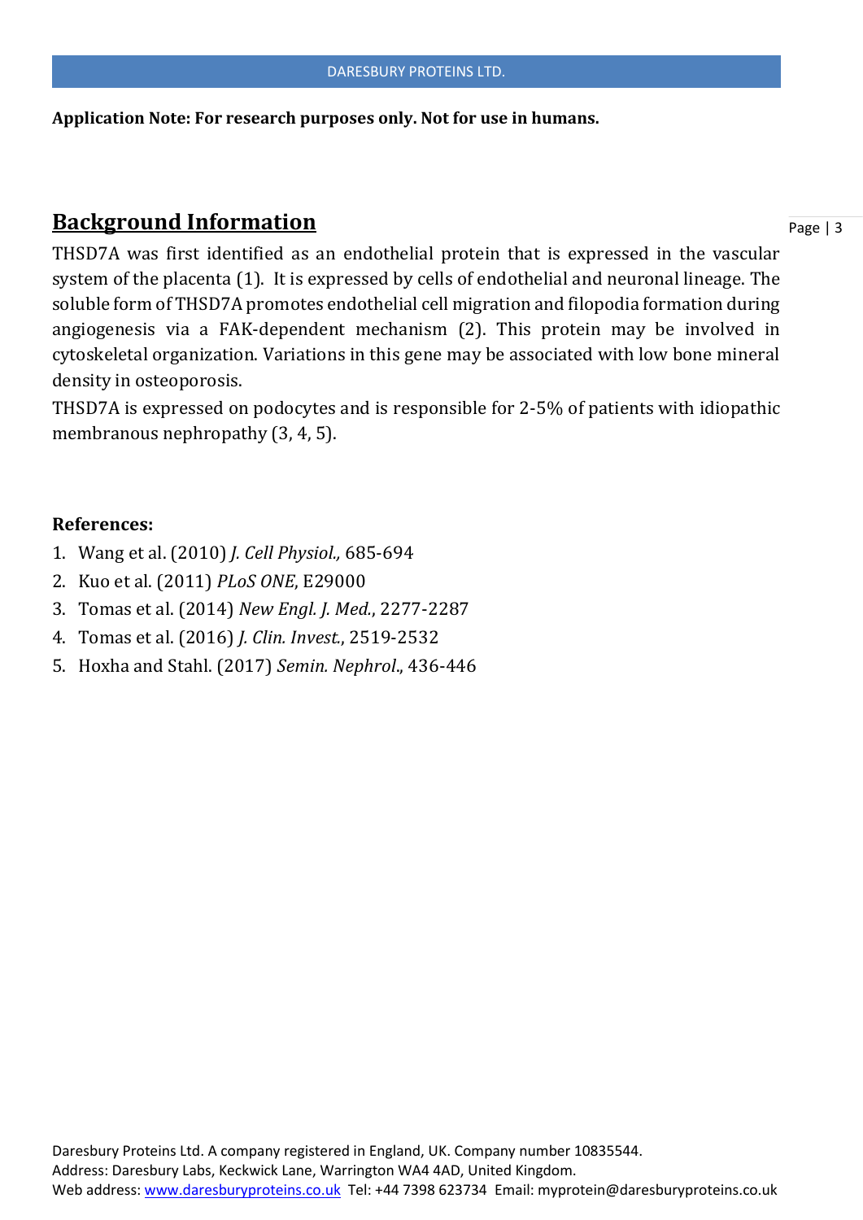**Application Note: For research purposes only. Not for use in humans.**

## Background Information

THSD7A was first identified as an endothelial protein that is expressed in the vascular system of the placenta (1). It is expressed by cells of endothelial and neuronal lineage. The soluble form of THSD7A promotes endothelial cell migration and filopodia formation during angiogenesis via a FAK-dependent mechanism (2). This protein may be involved in cytoskeletal organization. Variations in this gene may be associated with low bone mineral density in osteoporosis.

THSD7A is expressed on podocytes and is responsible for 2-5% of patients with idiopathic membranous nephropathy (3, 4, 5).

**References:**

1. Wang et al. (2010) *J. Cell Physiol.,* 685-694
2. Kuo et al. (2011) *PLoS ONE*, E29000
3. Tomas et al. (2014) *New Engl. J. Med.*, 2277-2287
4. Tomas et al. (2016) *J. Clin. Invest.*, 2519-2532
5. Hoxha and Stahl. (2017) *Semin. Nephrol*., 436-446

Daresbury Proteins Ltd. A company registered in England, UK. Company number 10835544.
Address: Daresbury Labs, Keckwick Lane, Warrington WA4 4AD, United Kingdom.
Web address: www.daresburyproteins.co.uk Tel: +44 7398 623734 Email: myprotein@daresburyproteins.co.uk